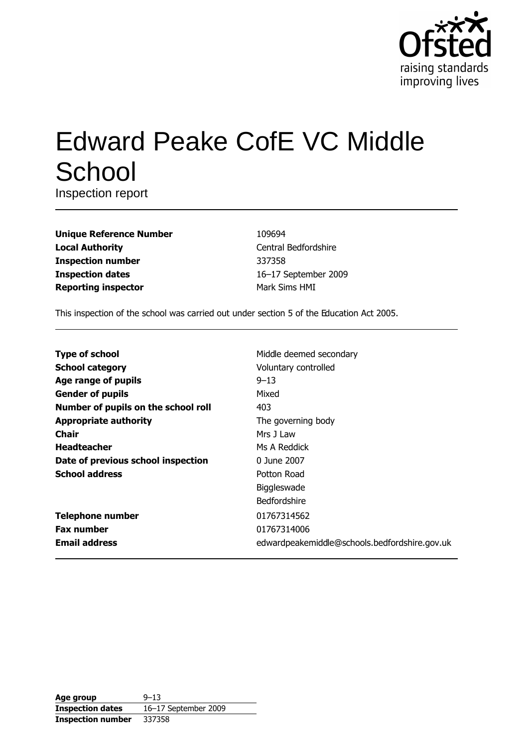# Edward Peake CofE VC Middle School

Inspection report

| | |
|---|---|
| **Unique Reference Number** | 109694 |
| **Local Authority** | Central Bedfordshire |
| **Inspection number** | 337358 |
| **Inspection dates** | 16–17 September 2009 |
| **Reporting inspector** | Mark Sims HMI |

This inspection of the school was carried out under section 5 of the Education Act 2005.

| | |
|---|---|
| **Type of school** | Middle deemed secondary |
| **School category** | Voluntary controlled |
| **Age range of pupils** | 9–13 |
| **Gender of pupils** | Mixed |
| **Number of pupils on the school roll** | 403 |
| **Appropriate authority** | The governing body |
| **Chair** | Mrs J Law |
| **Headteacher** | Ms A Reddick |
| **Date of previous school inspection** | 0 June 2007 |
| **School address** | Potton Road<br>Biggleswade<br>Bedfordshire |
| **Telephone number** | 01767314562 |
| **Fax number** | 01767314006 |
| **Email address** | edwardpeakemiddle@schools.bedfordshire.gov.uk |

| | |
|---|---|
| **Age group** | 9–13 |
| **Inspection dates** | 16–17 September 2009 |
| **Inspection number** | 337358 |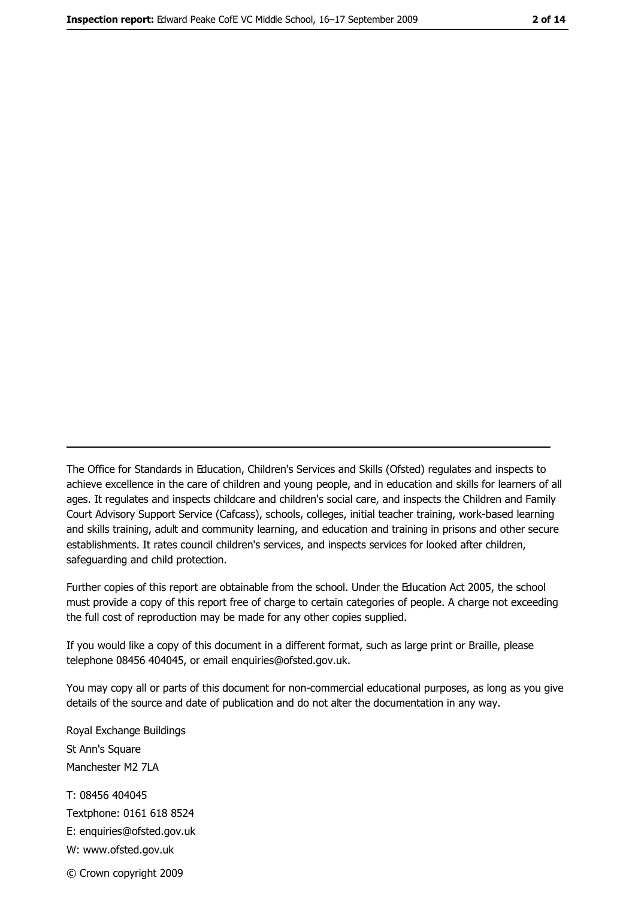The Office for Standards in Education, Children's Services and Skills (Ofsted) regulates and inspects to achieve excellence in the care of children and young people, and in education and skills for learners of all ages. It regulates and inspects childcare and children's social care, and inspects the Children and Family Court Advisory Support Service (Cafcass), schools, colleges, initial teacher training, work-based learning and skills training, adult and community learning, and education and training in prisons and other secure establishments. It rates council children's services, and inspects services for looked after children, safeguarding and child protection.

Further copies of this report are obtainable from the school. Under the Education Act 2005, the school must provide a copy of this report free of charge to certain categories of people. A charge not exceeding the full cost of reproduction may be made for any other copies supplied.

If you would like a copy of this document in a different format, such as large print or Braille, please telephone 08456 404045, or email enquiries@ofsted.gov.uk.

You may copy all or parts of this document for non-commercial educational purposes, as long as you give details of the source and date of publication and do not alter the documentation in any way.

Royal Exchange Buildings
St Ann's Square
Manchester M2 7LA

T: 08456 404045
Textphone: 0161 618 8524
E: enquiries@ofsted.gov.uk
W: www.ofsted.gov.uk

© Crown copyright 2009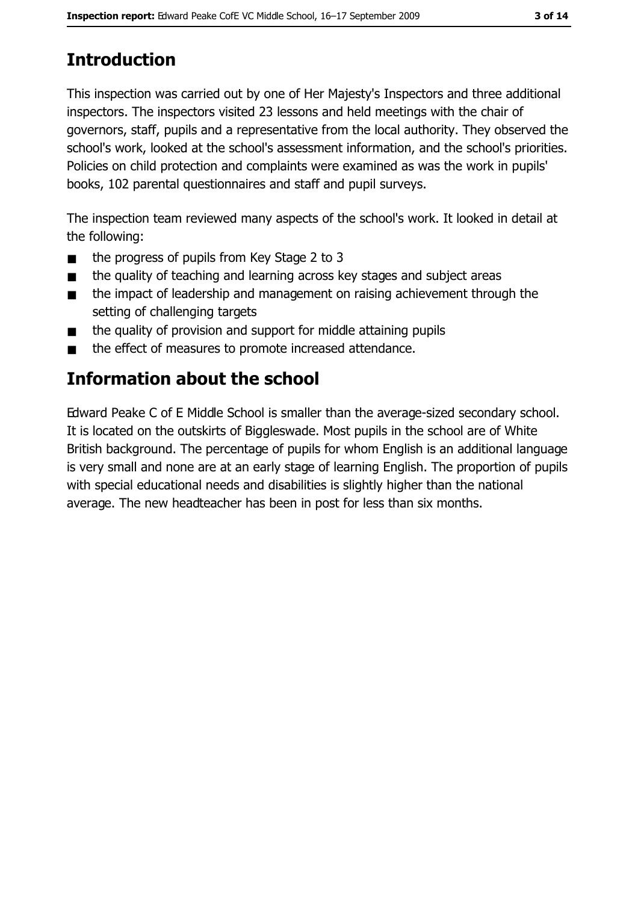## Introduction

This inspection was carried out by one of Her Majesty's Inspectors and three additional inspectors. The inspectors visited 23 lessons and held meetings with the chair of governors, staff, pupils and a representative from the local authority. They observed the school's work, looked at the school's assessment information, and the school's priorities. Policies on child protection and complaints were examined as was the work in pupils' books, 102 parental questionnaires and staff and pupil surveys.

The inspection team reviewed many aspects of the school's work. It looked in detail at the following:

- the progress of pupils from Key Stage 2 to 3
- the quality of teaching and learning across key stages and subject areas
- the impact of leadership and management on raising achievement through the setting of challenging targets
- the quality of provision and support for middle attaining pupils
- the effect of measures to promote increased attendance.

## Information about the school

Edward Peake C of E Middle School is smaller than the average-sized secondary school. It is located on the outskirts of Biggleswade. Most pupils in the school are of White British background. The percentage of pupils for whom English is an additional language is very small and none are at an early stage of learning English. The proportion of pupils with special educational needs and disabilities is slightly higher than the national average. The new headteacher has been in post for less than six months.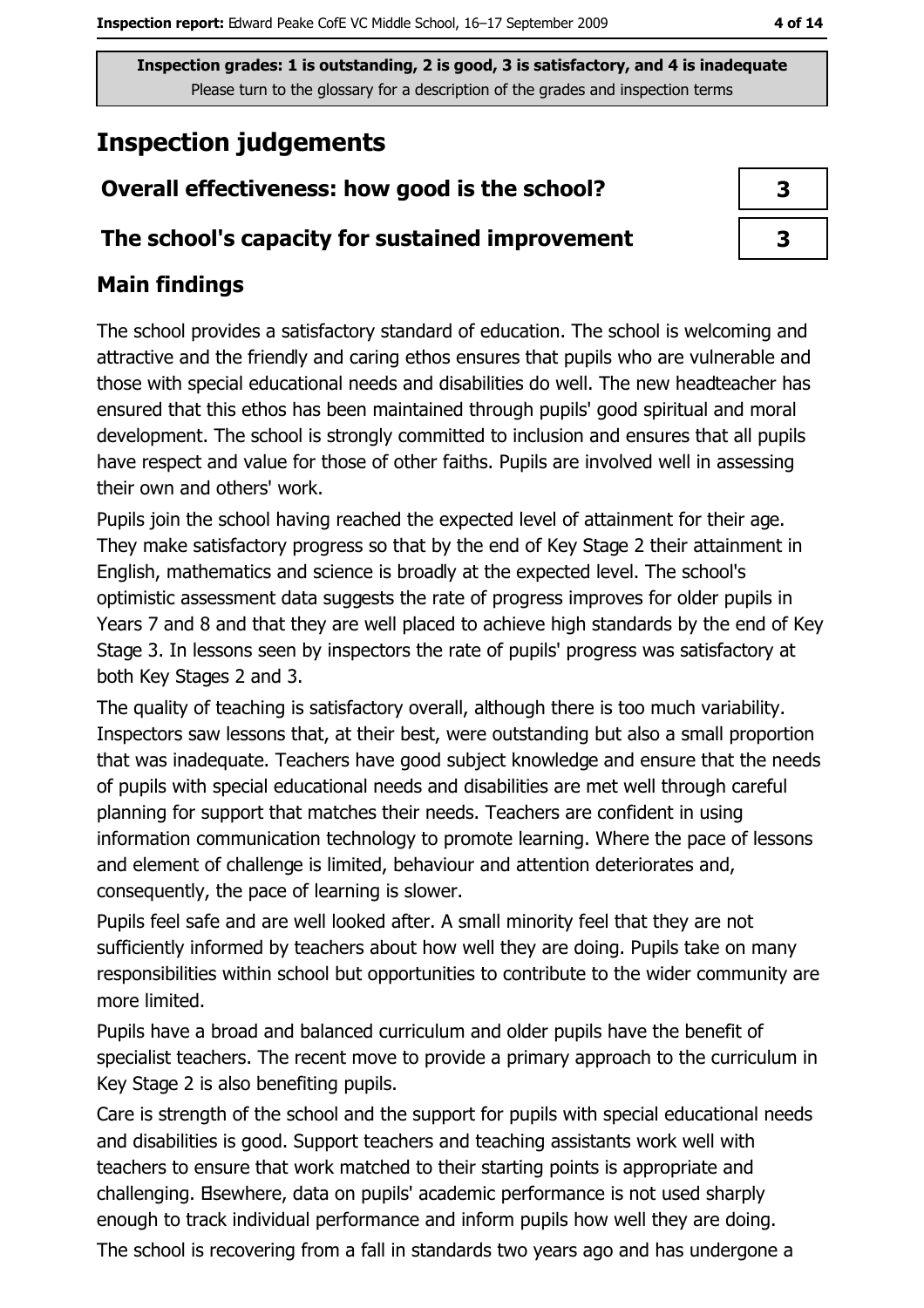**Inspection grades: 1 is outstanding, 2 is good, 3 is satisfactory, and 4 is inadequate**
Please turn to the glossary for a description of the grades and inspection terms

# Inspection judgements

| | |
|---|---|
| **Overall effectiveness: how good is the school?** | **3** |
| **The school's capacity for sustained improvement** | **3** |

## Main findings

The school provides a satisfactory standard of education. The school is welcoming and attractive and the friendly and caring ethos ensures that pupils who are vulnerable and those with special educational needs and disabilities do well. The new headteacher has ensured that this ethos has been maintained through pupils' good spiritual and moral development. The school is strongly committed to inclusion and ensures that all pupils have respect and value for those of other faiths. Pupils are involved well in assessing their own and others' work.

Pupils join the school having reached the expected level of attainment for their age. They make satisfactory progress so that by the end of Key Stage 2 their attainment in English, mathematics and science is broadly at the expected level. The school's optimistic assessment data suggests the rate of progress improves for older pupils in Years 7 and 8 and that they are well placed to achieve high standards by the end of Key Stage 3. In lessons seen by inspectors the rate of pupils' progress was satisfactory at both Key Stages 2 and 3.

The quality of teaching is satisfactory overall, although there is too much variability. Inspectors saw lessons that, at their best, were outstanding but also a small proportion that was inadequate. Teachers have good subject knowledge and ensure that the needs of pupils with special educational needs and disabilities are met well through careful planning for support that matches their needs. Teachers are confident in using information communication technology to promote learning. Where the pace of lessons and element of challenge is limited, behaviour and attention deteriorates and, consequently, the pace of learning is slower.

Pupils feel safe and are well looked after. A small minority feel that they are not sufficiently informed by teachers about how well they are doing. Pupils take on many responsibilities within school but opportunities to contribute to the wider community are more limited.

Pupils have a broad and balanced curriculum and older pupils have the benefit of specialist teachers. The recent move to provide a primary approach to the curriculum in Key Stage 2 is also benefiting pupils.

Care is strength of the school and the support for pupils with special educational needs and disabilities is good. Support teachers and teaching assistants work well with teachers to ensure that work matched to their starting points is appropriate and challenging. Elsewhere, data on pupils' academic performance is not used sharply enough to track individual performance and inform pupils how well they are doing.

The school is recovering from a fall in standards two years ago and has undergone a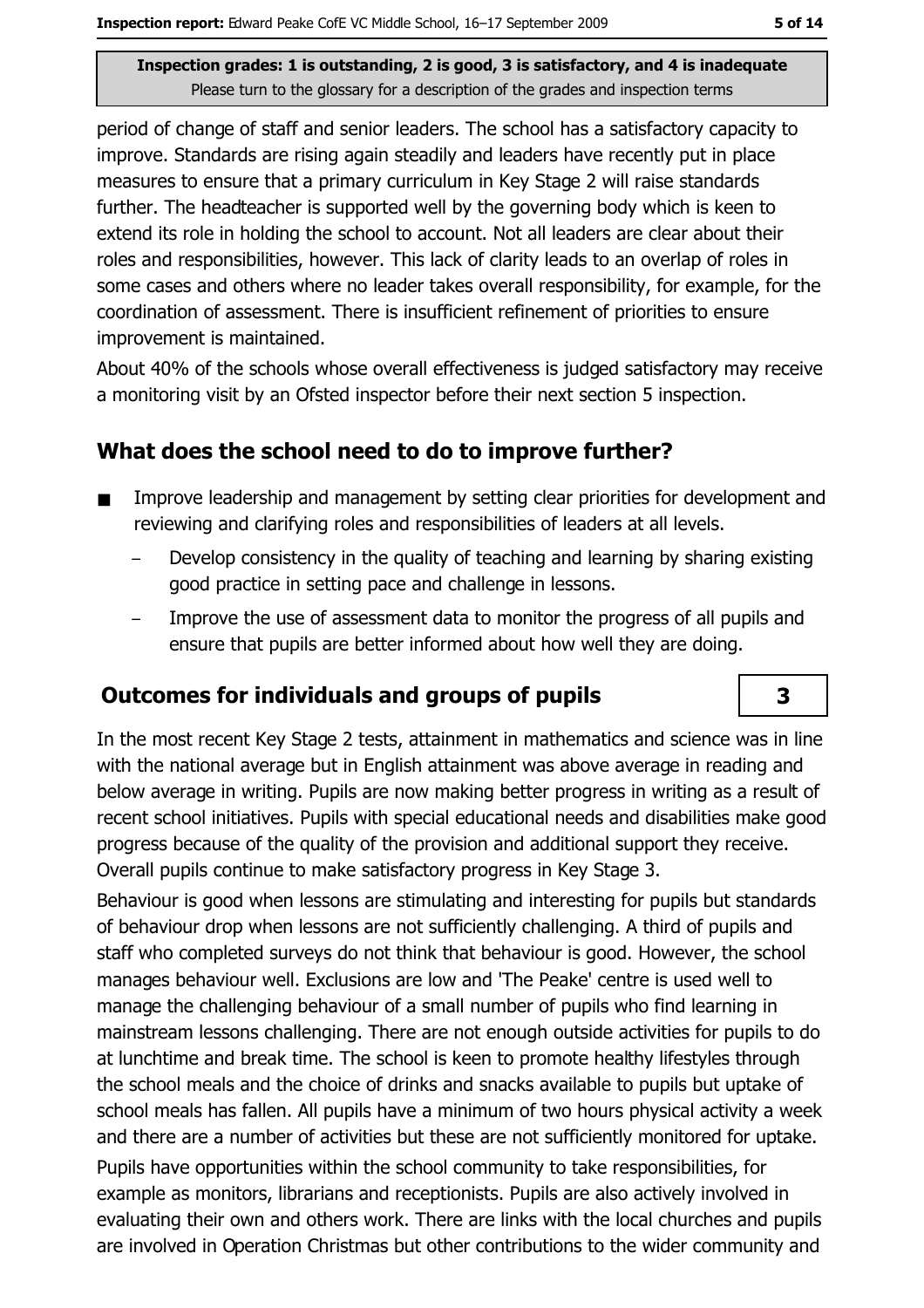Inspection grades: 1 is outstanding, 2 is good, 3 is satisfactory, and 4 is inadequate
Please turn to the glossary for a description of the grades and inspection terms

period of change of staff and senior leaders. The school has a satisfactory capacity to improve. Standards are rising again steadily and leaders have recently put in place measures to ensure that a primary curriculum in Key Stage 2 will raise standards further. The headteacher is supported well by the governing body which is keen to extend its role in holding the school to account. Not all leaders are clear about their roles and responsibilities, however. This lack of clarity leads to an overlap of roles in some cases and others where no leader takes overall responsibility, for example, for the coordination of assessment. There is insufficient refinement of priorities to ensure improvement is maintained.

About 40% of the schools whose overall effectiveness is judged satisfactory may receive a monitoring visit by an Ofsted inspector before their next section 5 inspection.

## What does the school need to do to improve further?

- Improve leadership and management by setting clear priorities for development and reviewing and clarifying roles and responsibilities of leaders at all levels.
  - Develop consistency in the quality of teaching and learning by sharing existing good practice in setting pace and challenge in lessons.
  - Improve the use of assessment data to monitor the progress of all pupils and ensure that pupils are better informed about how well they are doing.

## Outcomes for individuals and groups of pupils — 3

In the most recent Key Stage 2 tests, attainment in mathematics and science was in line with the national average but in English attainment was above average in reading and below average in writing. Pupils are now making better progress in writing as a result of recent school initiatives. Pupils with special educational needs and disabilities make good progress because of the quality of the provision and additional support they receive. Overall pupils continue to make satisfactory progress in Key Stage 3.

Behaviour is good when lessons are stimulating and interesting for pupils but standards of behaviour drop when lessons are not sufficiently challenging. A third of pupils and staff who completed surveys do not think that behaviour is good. However, the school manages behaviour well. Exclusions are low and 'The Peake' centre is used well to manage the challenging behaviour of a small number of pupils who find learning in mainstream lessons challenging. There are not enough outside activities for pupils to do at lunchtime and break time. The school is keen to promote healthy lifestyles through the school meals and the choice of drinks and snacks available to pupils but uptake of school meals has fallen. All pupils have a minimum of two hours physical activity a week and there are a number of activities but these are not sufficiently monitored for uptake.

Pupils have opportunities within the school community to take responsibilities, for example as monitors, librarians and receptionists. Pupils are also actively involved in evaluating their own and others work. There are links with the local churches and pupils are involved in Operation Christmas but other contributions to the wider community and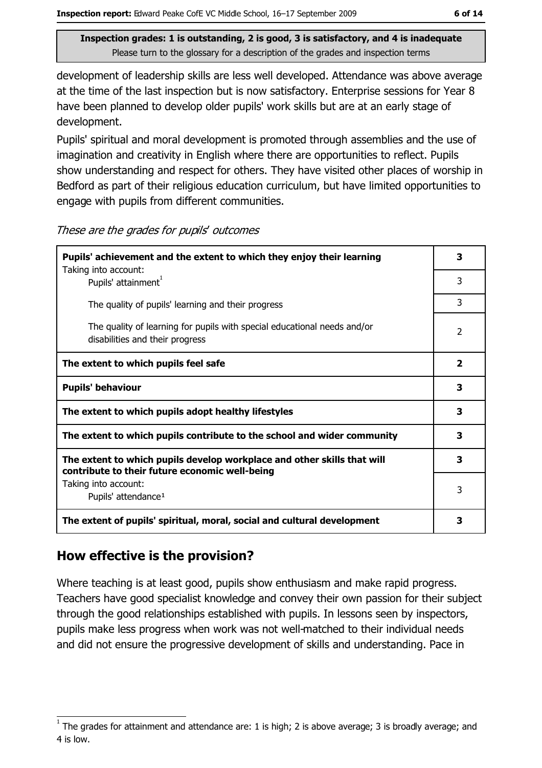**Inspection grades: 1 is outstanding, 2 is good, 3 is satisfactory, and 4 is inadequate**
Please turn to the glossary for a description of the grades and inspection terms

development of leadership skills are less well developed. Attendance was above average at the time of the last inspection but is now satisfactory. Enterprise sessions for Year 8 have been planned to develop older pupils' work skills but are at an early stage of development.

Pupils' spiritual and moral development is promoted through assemblies and the use of imagination and creativity in English where there are opportunities to reflect. Pupils show understanding and respect for others. They have visited other places of worship in Bedford as part of their religious education curriculum, but have limited opportunities to engage with pupils from different communities.

*These are the grades for pupils' outcomes*

| | |
|---|---|
| **Pupils' achievement and the extent to which they enjoy their learning** Taking into account: | **3** |
| Pupils' attainment[1] | 3 |
| The quality of pupils' learning and their progress | 3 |
| The quality of learning for pupils with special educational needs and/or disabilities and their progress | 2 |
| **The extent to which pupils feel safe** | **2** |
| **Pupils' behaviour** | **3** |
| **The extent to which pupils adopt healthy lifestyles** | **3** |
| **The extent to which pupils contribute to the school and wider community** | **3** |
| **The extent to which pupils develop workplace and other skills that will contribute to their future economic well-being** Taking into account: | **3** |
| Pupils' attendance[1] | 3 |
| **The extent of pupils' spiritual, moral, social and cultural development** | **3** |

## How effective is the provision?

Where teaching is at least good, pupils show enthusiasm and make rapid progress. Teachers have good specialist knowledge and convey their own passion for their subject through the good relationships established with pupils. In lessons seen by inspectors, pupils make less progress when work was not well-matched to their individual needs and did not ensure the progressive development of skills and understanding. Pace in

[1] The grades for attainment and attendance are: 1 is high; 2 is above average; 3 is broadly average; and 4 is low.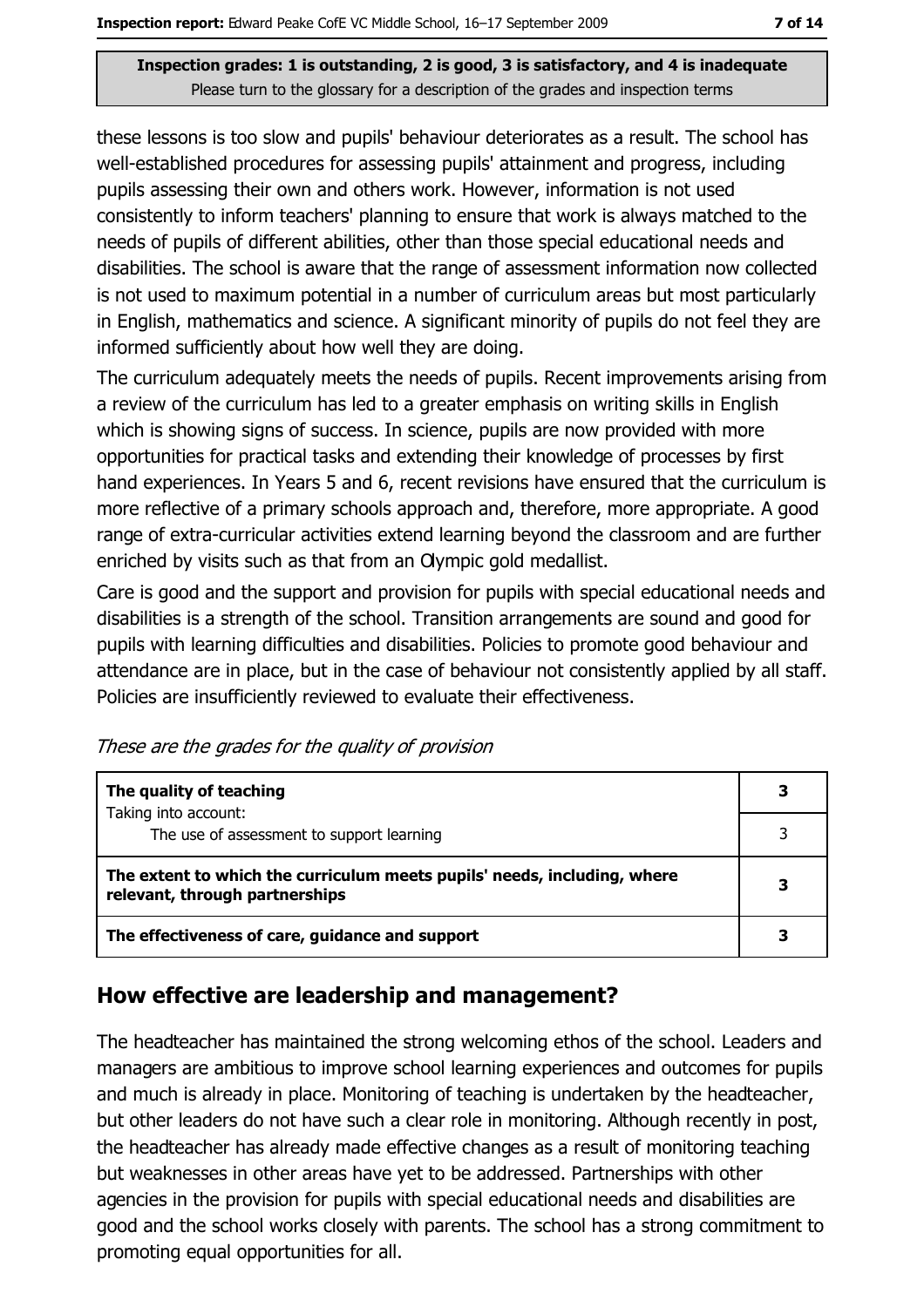**Inspection grades: 1 is outstanding, 2 is good, 3 is satisfactory, and 4 is inadequate**
Please turn to the glossary for a description of the grades and inspection terms

these lessons is too slow and pupils' behaviour deteriorates as a result. The school has well-established procedures for assessing pupils' attainment and progress, including pupils assessing their own and others work. However, information is not used consistently to inform teachers' planning to ensure that work is always matched to the needs of pupils of different abilities, other than those special educational needs and disabilities. The school is aware that the range of assessment information now collected is not used to maximum potential in a number of curriculum areas but most particularly in English, mathematics and science. A significant minority of pupils do not feel they are informed sufficiently about how well they are doing.

The curriculum adequately meets the needs of pupils. Recent improvements arising from a review of the curriculum has led to a greater emphasis on writing skills in English which is showing signs of success. In science, pupils are now provided with more opportunities for practical tasks and extending their knowledge of processes by first hand experiences. In Years 5 and 6, recent revisions have ensured that the curriculum is more reflective of a primary schools approach and, therefore, more appropriate. A good range of extra-curricular activities extend learning beyond the classroom and are further enriched by visits such as that from an Olympic gold medallist.

Care is good and the support and provision for pupils with special educational needs and disabilities is a strength of the school. Transition arrangements are sound and good for pupils with learning difficulties and disabilities. Policies to promote good behaviour and attendance are in place, but in the case of behaviour not consistently applied by all staff. Policies are insufficiently reviewed to evaluate their effectiveness.

*These are the grades for the quality of provision*

| | |
|---|---|
| **The quality of teaching** | **3** |
| Taking into account: The use of assessment to support learning | 3 |
| **The extent to which the curriculum meets pupils' needs, including, where relevant, through partnerships** | **3** |
| **The effectiveness of care, guidance and support** | **3** |

## How effective are leadership and management?

The headteacher has maintained the strong welcoming ethos of the school. Leaders and managers are ambitious to improve school learning experiences and outcomes for pupils and much is already in place. Monitoring of teaching is undertaken by the headteacher, but other leaders do not have such a clear role in monitoring. Although recently in post, the headteacher has already made effective changes as a result of monitoring teaching but weaknesses in other areas have yet to be addressed. Partnerships with other agencies in the provision for pupils with special educational needs and disabilities are good and the school works closely with parents. The school has a strong commitment to promoting equal opportunities for all.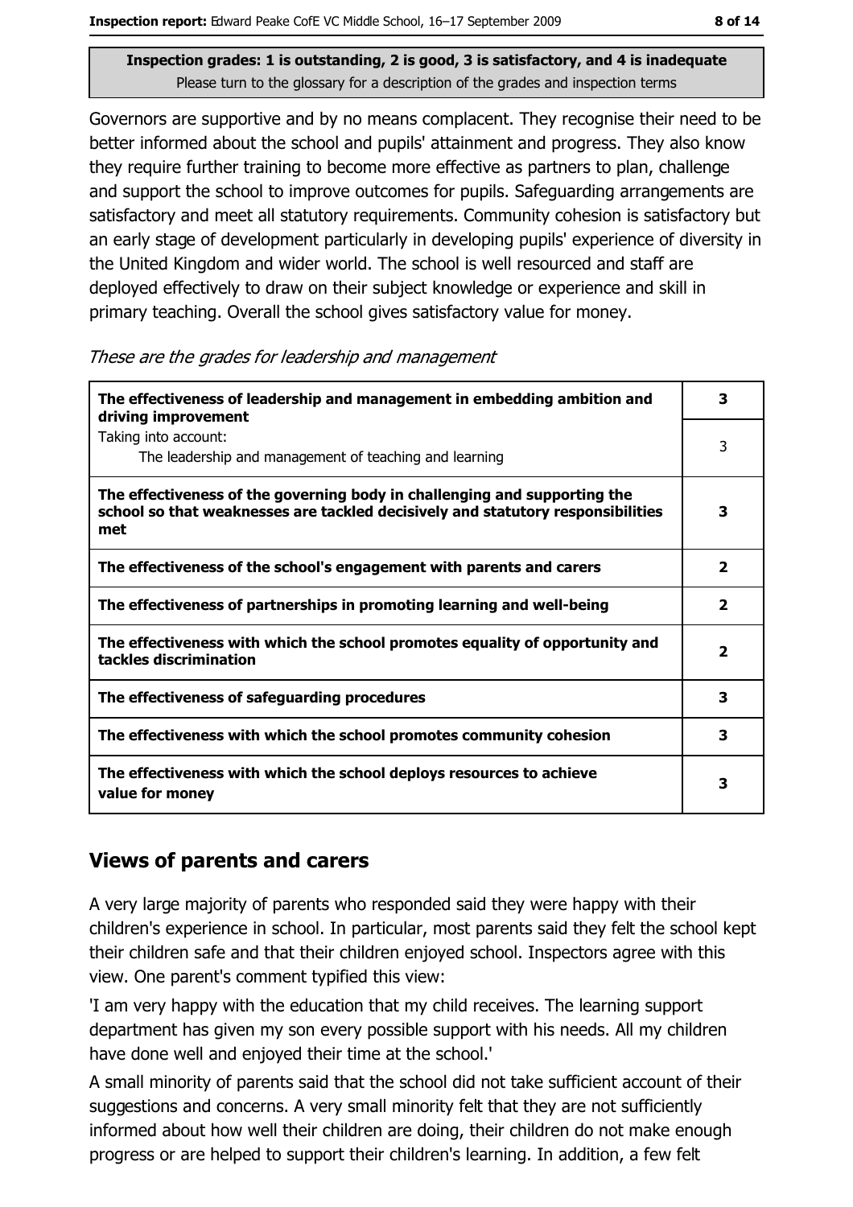Inspection grades: 1 is outstanding, 2 is good, 3 is satisfactory, and 4 is inadequate
Please turn to the glossary for a description of the grades and inspection terms

Governors are supportive and by no means complacent. They recognise their need to be better informed about the school and pupils' attainment and progress. They also know they require further training to become more effective as partners to plan, challenge and support the school to improve outcomes for pupils. Safeguarding arrangements are satisfactory and meet all statutory requirements. Community cohesion is satisfactory but an early stage of development particularly in developing pupils' experience of diversity in the United Kingdom and wider world. The school is well resourced and staff are deployed effectively to draw on their subject knowledge or experience and skill in primary teaching. Overall the school gives satisfactory value for money.

*These are the grades for leadership and management*

| | |
|---|---|
| **The effectiveness of leadership and management in embedding ambition and driving improvement** | **3** |
| Taking into account: The leadership and management of teaching and learning | 3 |
| **The effectiveness of the governing body in challenging and supporting the school so that weaknesses are tackled decisively and statutory responsibilities met** | **3** |
| **The effectiveness of the school's engagement with parents and carers** | **2** |
| **The effectiveness of partnerships in promoting learning and well-being** | **2** |
| **The effectiveness with which the school promotes equality of opportunity and tackles discrimination** | **2** |
| **The effectiveness of safeguarding procedures** | **3** |
| **The effectiveness with which the school promotes community cohesion** | **3** |
| **The effectiveness with which the school deploys resources to achieve value for money** | **3** |

## Views of parents and carers

A very large majority of parents who responded said they were happy with their children's experience in school. In particular, most parents said they felt the school kept their children safe and that their children enjoyed school. Inspectors agree with this view. One parent's comment typified this view:

'I am very happy with the education that my child receives. The learning support department has given my son every possible support with his needs. All my children have done well and enjoyed their time at the school.'

A small minority of parents said that the school did not take sufficient account of their suggestions and concerns. A very small minority felt that they are not sufficiently informed about how well their children are doing, their children do not make enough progress or are helped to support their children's learning. In addition, a few felt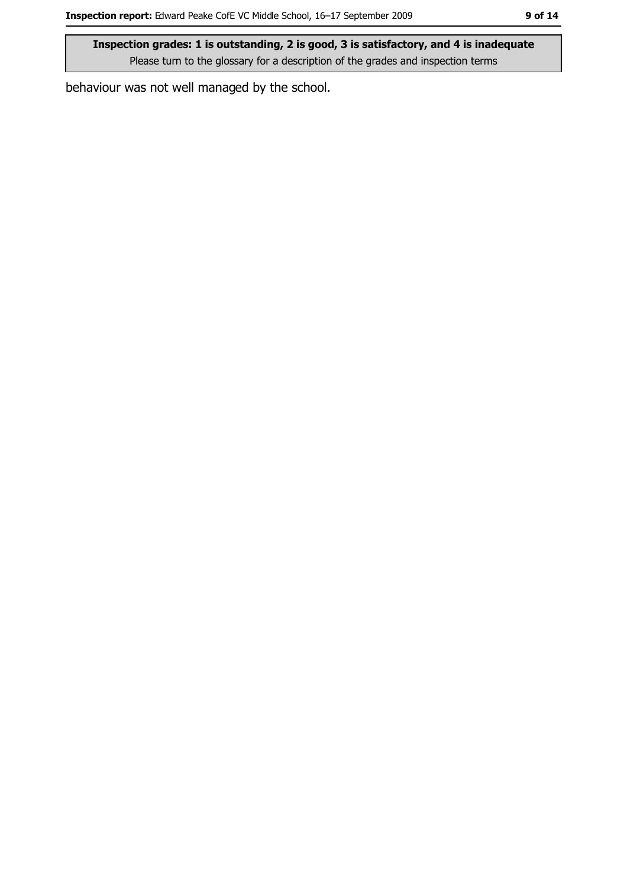behaviour was not well managed by the school.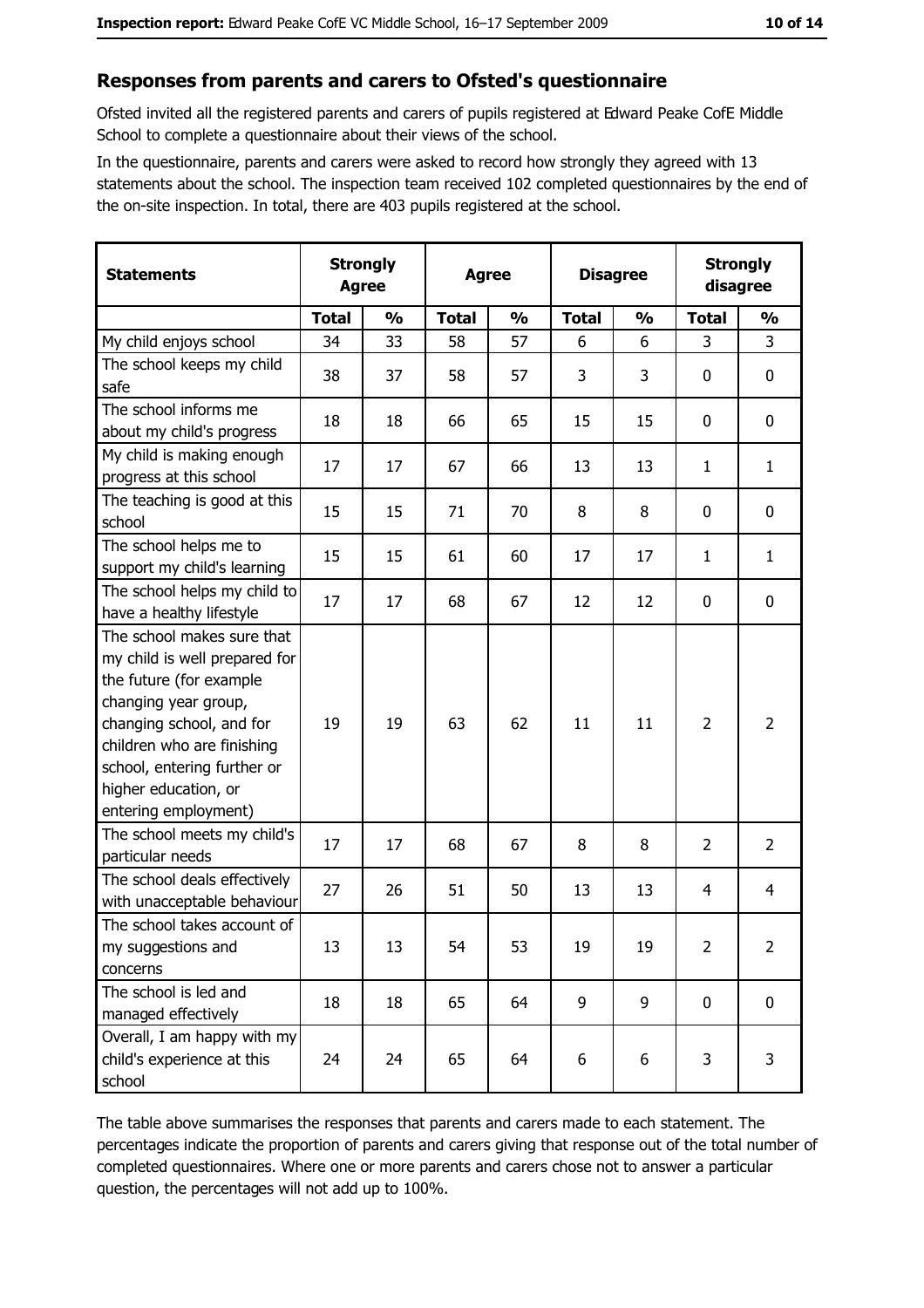## Responses from parents and carers to Ofsted's questionnaire

Ofsted invited all the registered parents and carers of pupils registered at Edward Peake CofE Middle School to complete a questionnaire about their views of the school.

In the questionnaire, parents and carers were asked to record how strongly they agreed with 13 statements about the school. The inspection team received 102 completed questionnaires by the end of the on-site inspection. In total, there are 403 pupils registered at the school.

| Statements | Strongly Agree | | Agree | | Disagree | | Strongly disagree | |
|---|---|---|---|---|---|---|---|---|
| | Total | % | Total | % | Total | % | Total | % |
| My child enjoys school | 34 | 33 | 58 | 57 | 6 | 6 | 3 | 3 |
| The school keeps my child safe | 38 | 37 | 58 | 57 | 3 | 3 | 0 | 0 |
| The school informs me about my child's progress | 18 | 18 | 66 | 65 | 15 | 15 | 0 | 0 |
| My child is making enough progress at this school | 17 | 17 | 67 | 66 | 13 | 13 | 1 | 1 |
| The teaching is good at this school | 15 | 15 | 71 | 70 | 8 | 8 | 0 | 0 |
| The school helps me to support my child's learning | 15 | 15 | 61 | 60 | 17 | 17 | 1 | 1 |
| The school helps my child to have a healthy lifestyle | 17 | 17 | 68 | 67 | 12 | 12 | 0 | 0 |
| The school makes sure that my child is well prepared for the future (for example changing year group, changing school, and for children who are finishing school, entering further or higher education, or entering employment) | 19 | 19 | 63 | 62 | 11 | 11 | 2 | 2 |
| The school meets my child's particular needs | 17 | 17 | 68 | 67 | 8 | 8 | 2 | 2 |
| The school deals effectively with unacceptable behaviour | 27 | 26 | 51 | 50 | 13 | 13 | 4 | 4 |
| The school takes account of my suggestions and concerns | 13 | 13 | 54 | 53 | 19 | 19 | 2 | 2 |
| The school is led and managed effectively | 18 | 18 | 65 | 64 | 9 | 9 | 0 | 0 |
| Overall, I am happy with my child's experience at this school | 24 | 24 | 65 | 64 | 6 | 6 | 3 | 3 |

The table above summarises the responses that parents and carers made to each statement. The percentages indicate the proportion of parents and carers giving that response out of the total number of completed questionnaires. Where one or more parents and carers chose not to answer a particular question, the percentages will not add up to 100%.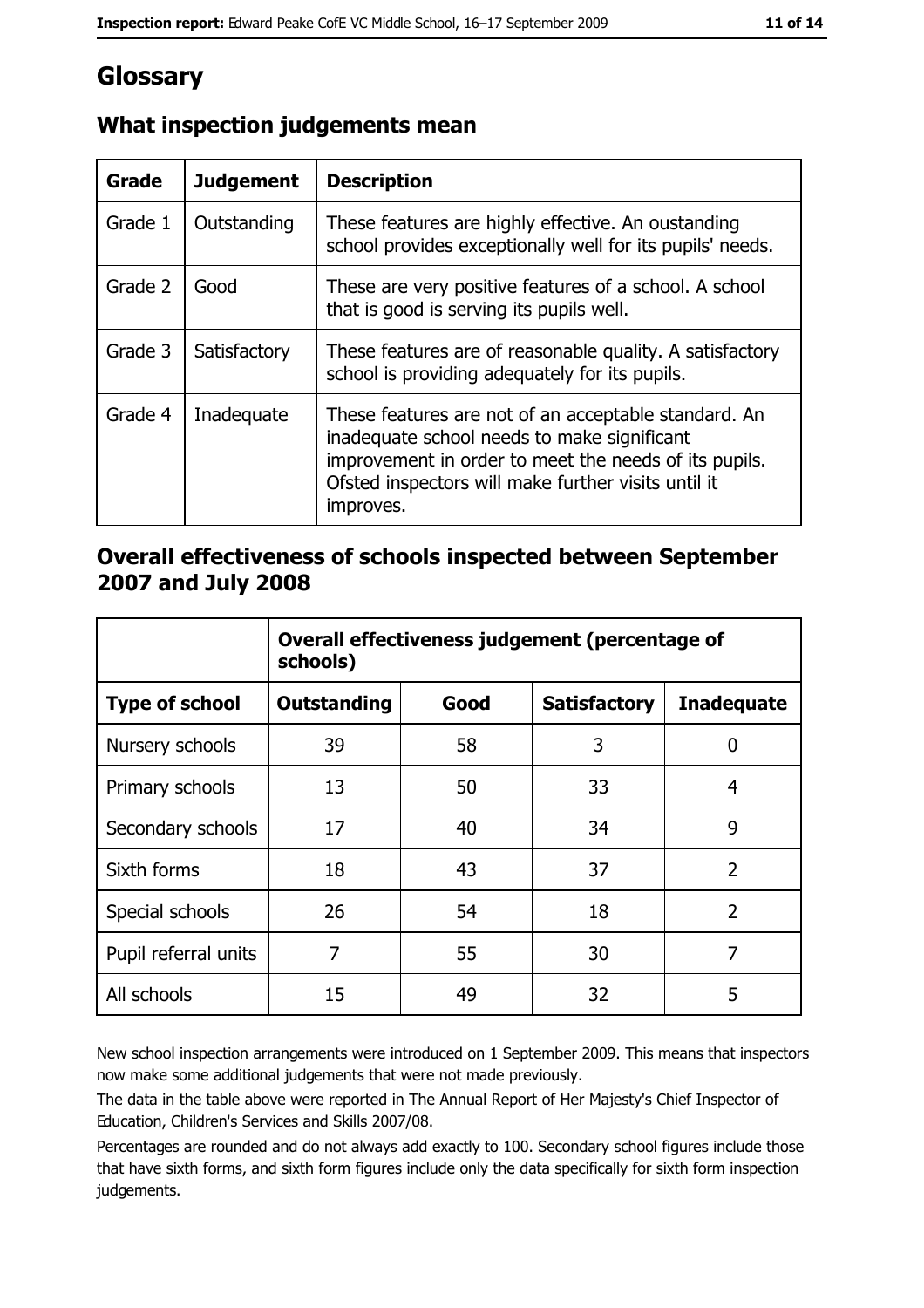# Glossary

## What inspection judgements mean

| Grade | Judgement | Description |
|---|---|---|
| Grade 1 | Outstanding | These features are highly effective. An oustanding school provides exceptionally well for its pupils' needs. |
| Grade 2 | Good | These are very positive features of a school. A school that is good is serving its pupils well. |
| Grade 3 | Satisfactory | These features are of reasonable quality. A satisfactory school is providing adequately for its pupils. |
| Grade 4 | Inadequate | These features are not of an acceptable standard. An inadequate school needs to make significant improvement in order to meet the needs of its pupils. Ofsted inspectors will make further visits until it improves. |

## Overall effectiveness of schools inspected between September 2007 and July 2008

| | Overall effectiveness judgement (percentage of schools) | | | |
|---|---|---|---|---|
| **Type of school** | **Outstanding** | **Good** | **Satisfactory** | **Inadequate** |
| Nursery schools | 39 | 58 | 3 | 0 |
| Primary schools | 13 | 50 | 33 | 4 |
| Secondary schools | 17 | 40 | 34 | 9 |
| Sixth forms | 18 | 43 | 37 | 2 |
| Special schools | 26 | 54 | 18 | 2 |
| Pupil referral units | 7 | 55 | 30 | 7 |
| All schools | 15 | 49 | 32 | 5 |

New school inspection arrangements were introduced on 1 September 2009. This means that inspectors now make some additional judgements that were not made previously.

The data in the table above were reported in The Annual Report of Her Majesty's Chief Inspector of Education, Children's Services and Skills 2007/08.

Percentages are rounded and do not always add exactly to 100. Secondary school figures include those that have sixth forms, and sixth form figures include only the data specifically for sixth form inspection judgements.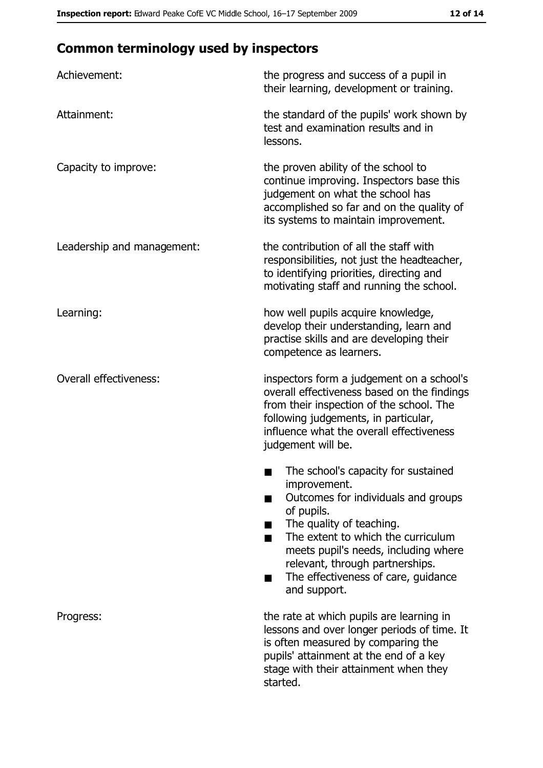## Common terminology used by inspectors

| | |
|---|---|
| Achievement: | the progress and success of a pupil in their learning, development or training. |
| Attainment: | the standard of the pupils' work shown by test and examination results and in lessons. |
| Capacity to improve: | the proven ability of the school to continue improving. Inspectors base this judgement on what the school has accomplished so far and on the quality of its systems to maintain improvement. |
| Leadership and management: | the contribution of all the staff with responsibilities, not just the headteacher, to identifying priorities, directing and motivating staff and running the school. |
| Learning: | how well pupils acquire knowledge, develop their understanding, learn and practise skills and are developing their competence as learners. |
| Overall effectiveness: | inspectors form a judgement on a school's overall effectiveness based on the findings from their inspection of the school. The following judgements, in particular, influence what the overall effectiveness judgement will be.<br>■ The school's capacity for sustained improvement.<br>■ Outcomes for individuals and groups of pupils.<br>■ The quality of teaching.<br>■ The extent to which the curriculum meets pupil's needs, including where relevant, through partnerships.<br>■ The effectiveness of care, guidance and support. |
| Progress: | the rate at which pupils are learning in lessons and over longer periods of time. It is often measured by comparing the pupils' attainment at the end of a key stage with their attainment when they started. |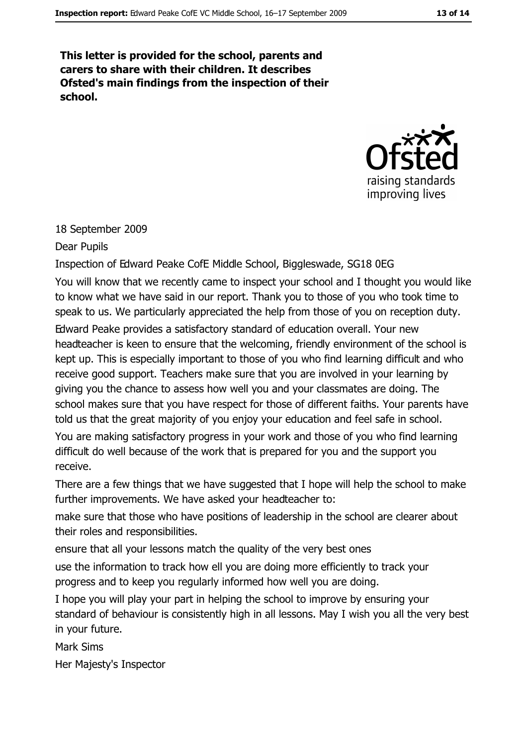**This letter is provided for the school, parents and carers to share with their children. It describes Ofsted's main findings from the inspection of their school.**

18 September 2009

Dear Pupils

Inspection of Edward Peake CofE Middle School, Biggleswade, SG18 0EG

You will know that we recently came to inspect your school and I thought you would like to know what we have said in our report. Thank you to those of you who took time to speak to us. We particularly appreciated the help from those of you on reception duty.

Edward Peake provides a satisfactory standard of education overall. Your new headteacher is keen to ensure that the welcoming, friendly environment of the school is kept up. This is especially important to those of you who find learning difficult and who receive good support. Teachers make sure that you are involved in your learning by giving you the chance to assess how well you and your classmates are doing. The school makes sure that you have respect for those of different faiths. Your parents have told us that the great majority of you enjoy your education and feel safe in school.

You are making satisfactory progress in your work and those of you who find learning difficult do well because of the work that is prepared for you and the support you receive.

There are a few things that we have suggested that I hope will help the school to make further improvements. We have asked your headteacher to:

make sure that those who have positions of leadership in the school are clearer about their roles and responsibilities.

ensure that all your lessons match the quality of the very best ones

use the information to track how ell you are doing more efficiently to track your progress and to keep you regularly informed how well you are doing.

I hope you will play your part in helping the school to improve by ensuring your standard of behaviour is consistently high in all lessons. May I wish you all the very best in your future.

Mark Sims

Her Majesty's Inspector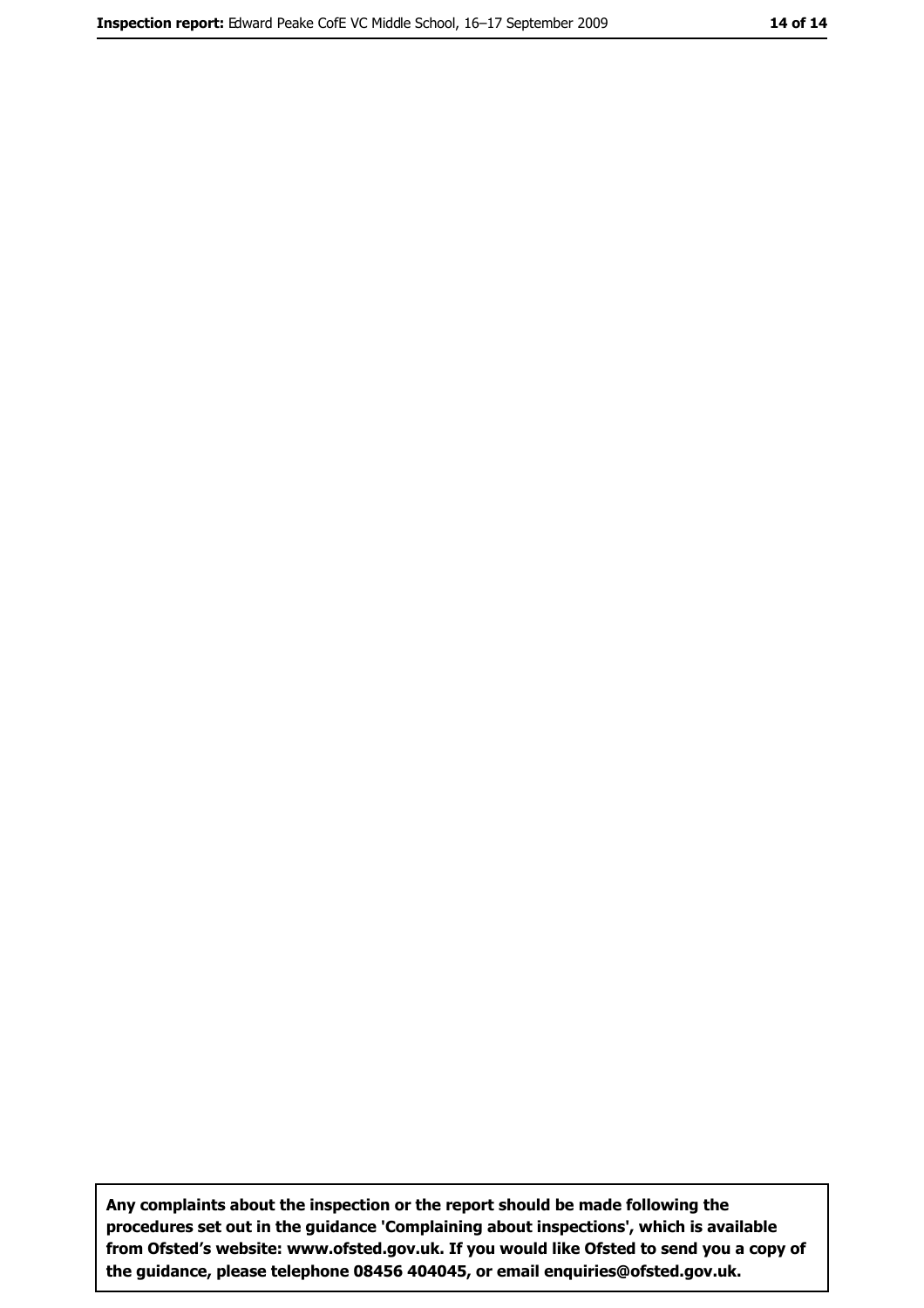**Any complaints about the inspection or the report should be made following the procedures set out in the guidance 'Complaining about inspections', which is available from Ofsted's website: www.ofsted.gov.uk. If you would like Ofsted to send you a copy of the guidance, please telephone 08456 404045, or email enquiries@ofsted.gov.uk.**